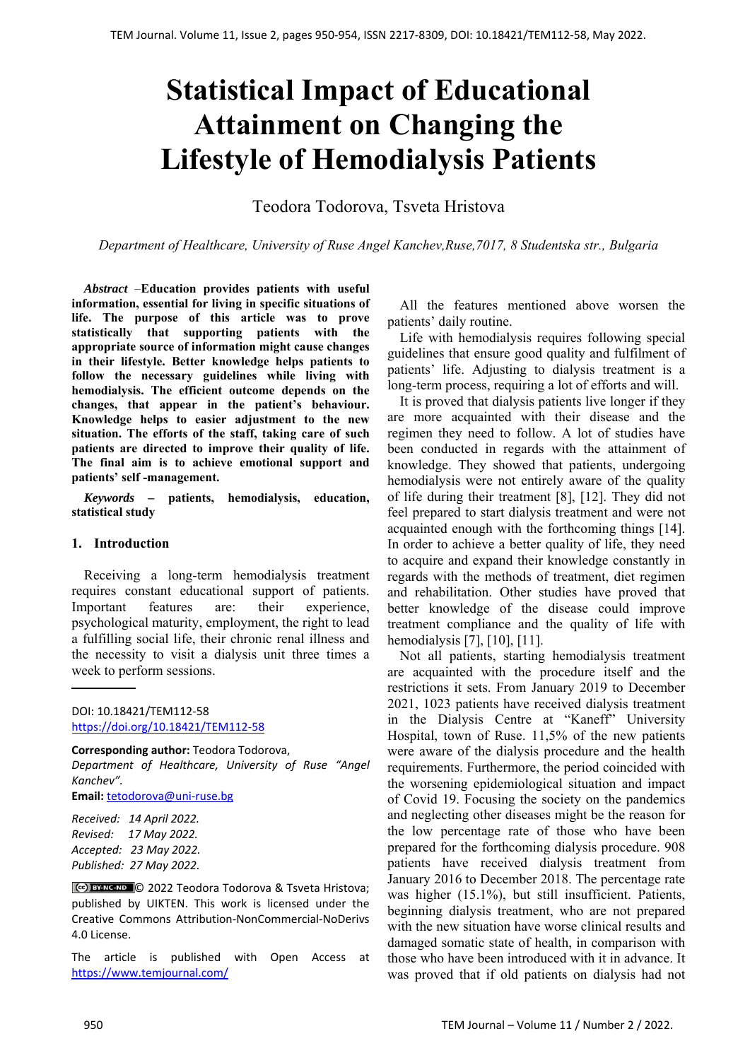# Statistical Impact of Educational Attainment on Changing the Lifestyle of Hemodialysis Patients

Teodora Todorova, Tsveta Hristova

*Department of Healthcare, University of Ruse Angel Kanchev,Ruse,7017, 8 Studentska str., Bulgaria*

***Abstract*** *–***Education provides patients with useful information, essential for living in specific situations of life. The purpose of this article was to prove statistically that supporting patients with the appropriate source of information might cause changes in their lifestyle. Better knowledge helps patients to follow the necessary guidelines while living with hemodialysis. The efficient outcome depends on the changes, that appear in the patient's behaviour. Knowledge helps to easier adjustment to the new situation. The efforts of the staff, taking care of such patients are directed to improve their quality of life. The final aim is to achieve emotional support and patients' self -management.**

***Keywords*** **– patients, hemodialysis, education, statistical study**

## 1. Introduction

Receiving a long-term hemodialysis treatment requires constant educational support of patients. Important features are: their experience, psychological maturity, employment, the right to lead a fulfilling social life, their chronic renal illness and the necessity to visit a dialysis unit three times a week to perform sessions.

DOI: 10.18421/TEM112-58
https://doi.org/10.18421/TEM112-58

**Corresponding author:** Teodora Todorova,
*Department of Healthcare, University of Ruse "Angel Kanchev".*
**Email:** tetodorova@uni-ruse.bg

*Received: 14 April 2022.*
*Revised: 17 May 2022.*
*Accepted: 23 May 2022.*
*Published: 27 May 2022.*

© 2022 Teodora Todorova & Tsveta Hristova; published by UIKTEN. This work is licensed under the Creative Commons Attribution-NonCommercial-NoDerivs 4.0 License.

The article is published with Open Access at https://www.temjournal.com/

All the features mentioned above worsen the patients' daily routine.

Life with hemodialysis requires following special guidelines that ensure good quality and fulfilment of patients' life. Adjusting to dialysis treatment is a long-term process, requiring a lot of efforts and will.

It is proved that dialysis patients live longer if they are more acquainted with their disease and the regimen they need to follow. A lot of studies have been conducted in regards with the attainment of knowledge. They showed that patients, undergoing hemodialysis were not entirely aware of the quality of life during their treatment [8], [12]. They did not feel prepared to start dialysis treatment and were not acquainted enough with the forthcoming things [14]. In order to achieve a better quality of life, they need to acquire and expand their knowledge constantly in regards with the methods of treatment, diet regimen and rehabilitation. Other studies have proved that better knowledge of the disease could improve treatment compliance and the quality of life with hemodialysis [7], [10], [11].

Not all patients, starting hemodialysis treatment are acquainted with the procedure itself and the restrictions it sets. From January 2019 to December 2021, 1023 patients have received dialysis treatment in the Dialysis Centre at "Kaneff" University Hospital, town of Ruse. 11,5% of the new patients were aware of the dialysis procedure and the health requirements. Furthermore, the period coincided with the worsening epidemiological situation and impact of Covid 19. Focusing the society on the pandemics and neglecting other diseases might be the reason for the low percentage rate of those who have been prepared for the forthcoming dialysis procedure. 908 patients have received dialysis treatment from January 2016 to December 2018. The percentage rate was higher (15.1%), but still insufficient. Patients, beginning dialysis treatment, who are not prepared with the new situation have worse clinical results and damaged somatic state of health, in comparison with those who have been introduced with it in advance. It was proved that if old patients on dialysis had not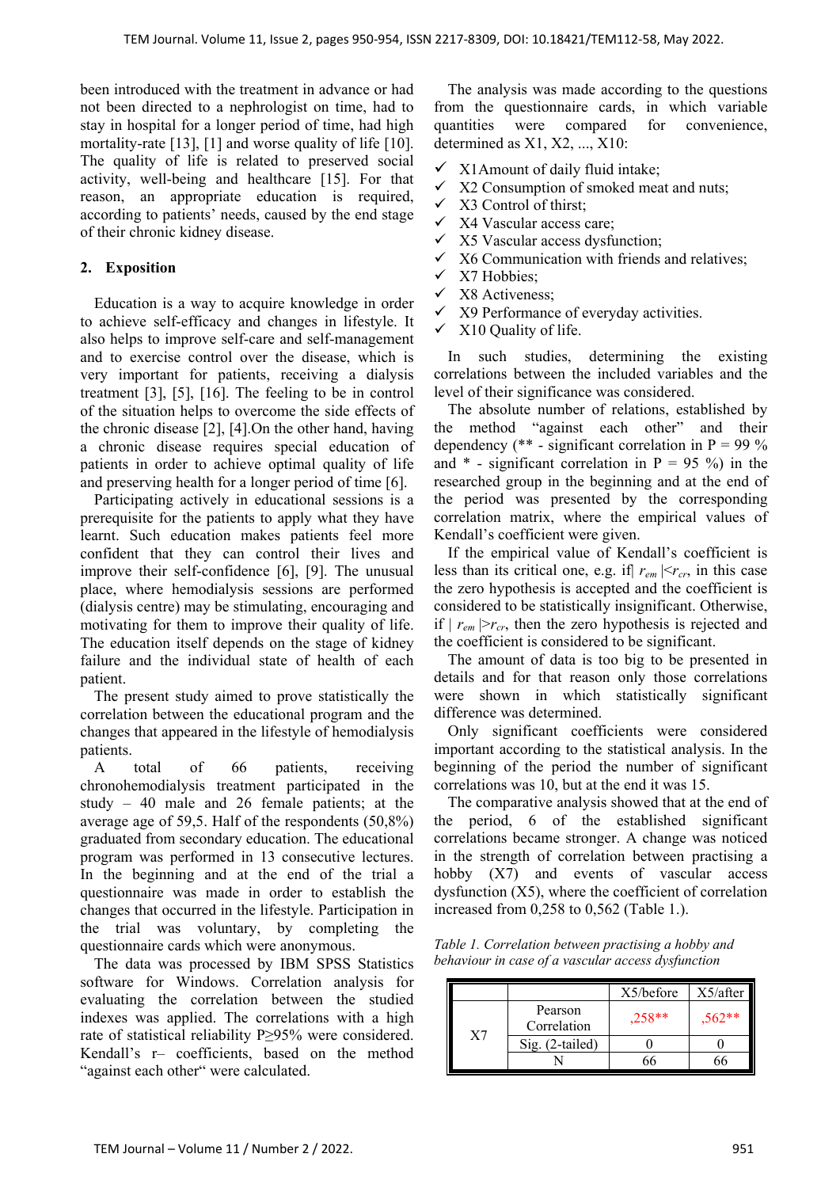been introduced with the treatment in advance or had not been directed to a nephrologist on time, had to stay in hospital for a longer period of time, had high mortality-rate [13], [1] and worse quality of life [10]. The quality of life is related to preserved social activity, well-being and healthcare [15]. For that reason, an appropriate education is required, according to patients' needs, caused by the end stage of their chronic kidney disease.

## 2. Exposition

Education is a way to acquire knowledge in order to achieve self-efficacy and changes in lifestyle. It also helps to improve self-care and self-management and to exercise control over the disease, which is very important for patients, receiving a dialysis treatment [3], [5], [16]. The feeling to be in control of the situation helps to overcome the side effects of the chronic disease [2], [4].On the other hand, having a chronic disease requires special education of patients in order to achieve optimal quality of life and preserving health for a longer period of time [6].

Participating actively in educational sessions is a prerequisite for the patients to apply what they have learnt. Such education makes patients feel more confident that they can control their lives and improve their self-confidence [6], [9]. The unusual place, where hemodialysis sessions are performed (dialysis centre) may be stimulating, encouraging and motivating for them to improve their quality of life. The education itself depends on the stage of kidney failure and the individual state of health of each patient.

The present study aimed to prove statistically the correlation between the educational program and the changes that appeared in the lifestyle of hemodialysis patients.

A total of 66 patients, receiving chronohemodialysis treatment participated in the study – 40 male and 26 female patients; at the average age of 59,5. Half of the respondents (50,8%) graduated from secondary education. The educational program was performed in 13 consecutive lectures. In the beginning and at the end of the trial a questionnaire was made in order to establish the changes that occurred in the lifestyle. Participation in the trial was voluntary, by completing the questionnaire cards which were anonymous.

The data was processed by IBM SPSS Statistics software for Windows. Correlation analysis for evaluating the correlation between the studied indexes was applied. The correlations with a high rate of statistical reliability P≥95% were considered. Kendall's r– coefficients, based on the method "against each other" were calculated.

The analysis was made according to the questions from the questionnaire cards, in which variable quantities were compared for convenience, determined as X1, X2, ..., X10:

- ✓ X1Amount of daily fluid intake;
- ✓ X2 Consumption of smoked meat and nuts;
- ✓ X3 Control of thirst;
- ✓ X4 Vascular access care;
- ✓ X5 Vascular access dysfunction;
- ✓ X6 Communication with friends and relatives;
- ✓ X7 Hobbies;
- ✓ X8 Activeness;
- ✓ X9 Performance of everyday activities.
- ✓ X10 Quality of life.

In such studies, determining the existing correlations between the included variables and the level of their significance was considered.

The absolute number of relations, established by the method "against each other" and their dependency (** - significant correlation in P = 99 % and * - significant correlation in P = 95 %) in the researched group in the beginning and at the end of the period was presented by the corresponding correlation matrix, where the empirical values of Kendall's coefficient were given.

If the empirical value of Kendall's coefficient is less than its critical one, e.g. if| $r_{em}$ |<$r_{cr}$, in this case the zero hypothesis is accepted and the coefficient is considered to be statistically insignificant. Otherwise, if | $r_{em}$ |>$r_{cr}$, then the zero hypothesis is rejected and the coefficient is considered to be significant.

The amount of data is too big to be presented in details and for that reason only those correlations were shown in which statistically significant difference was determined.

Only significant coefficients were considered important according to the statistical analysis. In the beginning of the period the number of significant correlations was 10, but at the end it was 15.

The comparative analysis showed that at the end of the period, 6 of the established significant correlations became stronger. A change was noticed in the strength of correlation between practising a hobby (X7) and events of vascular access dysfunction (X5), where the coefficient of correlation increased from 0,258 to 0,562 (Table 1.).

*Table 1. Correlation between practising a hobby and behaviour in case of a vascular access dysfunction*

| | | X5/before | X5/after |
|---|---|---|---|
| X7 | Pearson Correlation | ,258** | ,562** |
| | Sig. (2-tailed) | 0 | 0 |
| | N | 66 | 66 |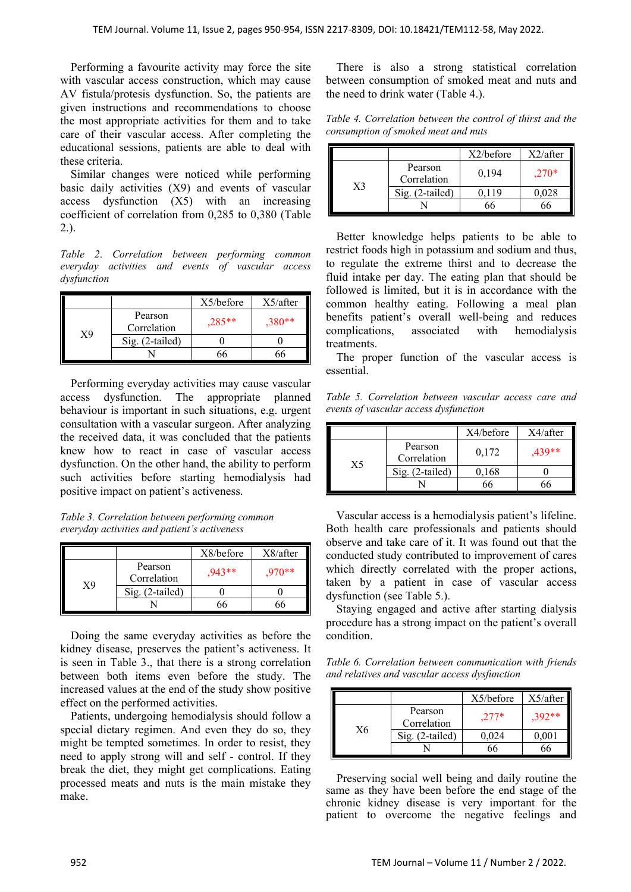Performing a favourite activity may force the site with vascular access construction, which may cause AV fistula/protesis dysfunction. So, the patients are given instructions and recommendations to choose the most appropriate activities for them and to take care of their vascular access. After completing the educational sessions, patients are able to deal with these criteria.

Similar changes were noticed while performing basic daily activities (X9) and events of vascular access dysfunction (X5) with an increasing coefficient of correlation from 0,285 to 0,380 (Table 2.).

*Table 2. Correlation between performing common everyday activities and events of vascular access dysfunction*

| | | X5/before | X5/after |
|---|---|---|---|
| X9 | Pearson Correlation | ,285** | ,380** |
| | Sig. (2-tailed) | 0 | 0 |
| | N | 66 | 66 |

Performing everyday activities may cause vascular access dysfunction. The appropriate planned behaviour is important in such situations, e.g. urgent consultation with a vascular surgeon. After analyzing the received data, it was concluded that the patients knew how to react in case of vascular access dysfunction. On the other hand, the ability to perform such activities before starting hemodialysis had positive impact on patient's activeness.

*Table 3. Correlation between performing common everyday activities and patient's activeness*

| | | X8/before | X8/after |
|---|---|---|---|
| X9 | Pearson Correlation | ,943** | ,970** |
| | Sig. (2-tailed) | 0 | 0 |
| | N | 66 | 66 |

Doing the same everyday activities as before the kidney disease, preserves the patient's activeness. It is seen in Table 3., that there is a strong correlation between both items even before the study. The increased values at the end of the study show positive effect on the performed activities.

Patients, undergoing hemodialysis should follow a special dietary regimen. And even they do so, they might be tempted sometimes. In order to resist, they need to apply strong will and self - control. If they break the diet, they might get complications. Eating processed meats and nuts is the main mistake they make.

There is also a strong statistical correlation between consumption of smoked meat and nuts and the need to drink water (Table 4.).

*Table 4. Correlation between the control of thirst and the consumption of smoked meat and nuts*

| | | X2/before | X2/after |
|---|---|---|---|
| X3 | Pearson Correlation | 0,194 | ,270* |
| | Sig. (2-tailed) | 0,119 | 0,028 |
| | N | 66 | 66 |

Better knowledge helps patients to be able to restrict foods high in potassium and sodium and thus, to regulate the extreme thirst and to decrease the fluid intake per day. The eating plan that should be followed is limited, but it is in accordance with the common healthy eating. Following a meal plan benefits patient's overall well-being and reduces complications, associated with hemodialysis treatments.

The proper function of the vascular access is essential.

*Table 5. Correlation between vascular access care and events of vascular access dysfunction*

| | | X4/before | X4/after |
|---|---|---|---|
| X5 | Pearson Correlation | 0,172 | ,439** |
| | Sig. (2-tailed) | 0,168 | 0 |
| | N | 66 | 66 |

Vascular access is a hemodialysis patient's lifeline. Both health care professionals and patients should observe and take care of it. It was found out that the conducted study contributed to improvement of cares which directly correlated with the proper actions, taken by a patient in case of vascular access dysfunction (see Table 5.).

Staying engaged and active after starting dialysis procedure has a strong impact on the patient's overall condition.

*Table 6. Correlation between communication with friends and relatives and vascular access dysfunction*

| | | X5/before | X5/after |
|---|---|---|---|
| X6 | Pearson Correlation | ,277* | ,392** |
| | Sig. (2-tailed) | 0,024 | 0,001 |
| | N | 66 | 66 |

Preserving social well being and daily routine the same as they have been before the end stage of the chronic kidney disease is very important for the patient to overcome the negative feelings and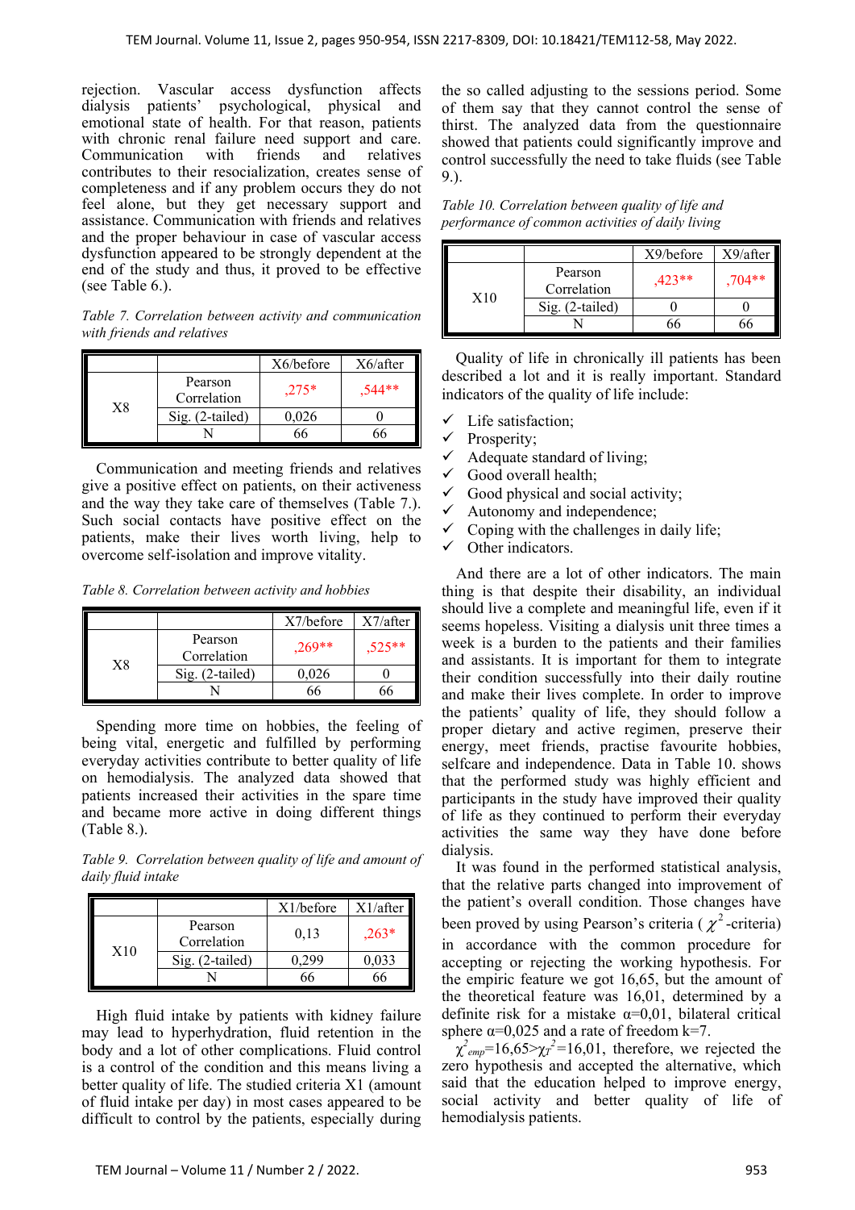rejection. Vascular access dysfunction affects dialysis patients' psychological, physical and emotional state of health. For that reason, patients with chronic renal failure need support and care. Communication with friends and relatives contributes to their resocialization, creates sense of completeness and if any problem occurs they do not feel alone, but they get necessary support and assistance. Communication with friends and relatives and the proper behaviour in case of vascular access dysfunction appeared to be strongly dependent at the end of the study and thus, it proved to be effective (see Table 6.).

*Table 7. Correlation between activity and communication with friends and relatives*

| | | X6/before | X6/after |
|---|---|---|---|
| X8 | Pearson Correlation | ,275* | ,544** |
| | Sig. (2-tailed) | 0,026 | 0 |
| | N | 66 | 66 |

Communication and meeting friends and relatives give a positive effect on patients, on their activeness and the way they take care of themselves (Table 7.). Such social contacts have positive effect on the patients, make their lives worth living, help to overcome self-isolation and improve vitality.

*Table 8. Correlation between activity and hobbies*

| | | X7/before | X7/after |
|---|---|---|---|
| X8 | Pearson Correlation | ,269** | ,525** |
| | Sig. (2-tailed) | 0,026 | 0 |
| | N | 66 | 66 |

Spending more time on hobbies, the feeling of being vital, energetic and fulfilled by performing everyday activities contribute to better quality of life on hemodialysis. The analyzed data showed that patients increased their activities in the spare time and became more active in doing different things (Table 8.).

*Table 9. Correlation between quality of life and amount of daily fluid intake*

| | | X1/before | X1/after |
|---|---|---|---|
| X10 | Pearson Correlation | 0,13 | ,263* |
| | Sig. (2-tailed) | 0,299 | 0,033 |
| | N | 66 | 66 |

High fluid intake by patients with kidney failure may lead to hyperhydration, fluid retention in the body and a lot of other complications. Fluid control is a control of the condition and this means living a better quality of life. The studied criteria X1 (amount of fluid intake per day) in most cases appeared to be difficult to control by the patients, especially during the so called adjusting to the sessions period. Some of them say that they cannot control the sense of thirst. The analyzed data from the questionnaire showed that patients could significantly improve and control successfully the need to take fluids (see Table 9.).

*Table 10. Correlation between quality of life and performance of common activities of daily living*

| | | X9/before | X9/after |
|---|---|---|---|
| X10 | Pearson Correlation | ,423** | ,704** |
| | Sig. (2-tailed) | 0 | 0 |
| | N | 66 | 66 |

Quality of life in chronically ill patients has been described a lot and it is really important. Standard indicators of the quality of life include:

- ✓ Life satisfaction;
- ✓ Prosperity;
- ✓ Adequate standard of living;
- ✓ Good overall health;
- ✓ Good physical and social activity;
- ✓ Autonomy and independence;
- ✓ Coping with the challenges in daily life;
- ✓ Other indicators.

And there are a lot of other indicators. The main thing is that despite their disability, an individual should live a complete and meaningful life, even if it seems hopeless. Visiting a dialysis unit three times a week is a burden to the patients and their families and assistants. It is important for them to integrate their condition successfully into their daily routine and make their lives complete. In order to improve the patients' quality of life, they should follow a proper dietary and active regimen, preserve their energy, meet friends, practise favourite hobbies, selfcare and independence. Data in Table 10. shows that the performed study was highly efficient and participants in the study have improved their quality of life as they continued to perform their everyday activities the same way they have done before dialysis.

It was found in the performed statistical analysis, that the relative parts changed into improvement of the patient's overall condition. Those changes have been proved by using Pearson's criteria ($\chi^2$-criteria) in accordance with the common procedure for accepting or rejecting the working hypothesis. For the empiric feature we got 16,65, but the amount of the theoretical feature was 16,01, determined by a definite risk for a mistake α=0,01, bilateral critical sphere α=0,025 and a rate of freedom k=7.

$\chi^2_{emp}=16{,}65>\chi_T^2=16{,}01$, therefore, we rejected the zero hypothesis and accepted the alternative, which said that the education helped to improve energy, social activity and better quality of life of hemodialysis patients.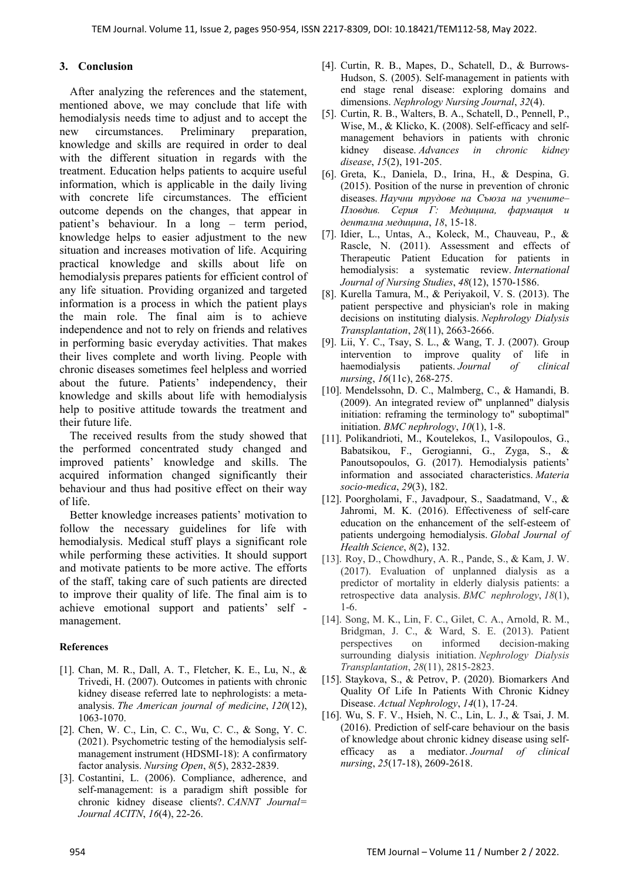## 3. Conclusion

After analyzing the references and the statement, mentioned above, we may conclude that life with hemodialysis needs time to adjust and to accept the new circumstances. Preliminary preparation, knowledge and skills are required in order to deal with the different situation in regards with the treatment. Education helps patients to acquire useful information, which is applicable in the daily living with concrete life circumstances. The efficient outcome depends on the changes, that appear in patient's behaviour. In a long – term period, knowledge helps to easier adjustment to the new situation and increases motivation of life. Acquiring practical knowledge and skills about life on hemodialysis prepares patients for efficient control of any life situation. Providing organized and targeted information is a process in which the patient plays the main role. The final aim is to achieve independence and not to rely on friends and relatives in performing basic everyday activities. That makes their lives complete and worth living. People with chronic diseases sometimes feel helpless and worried about the future. Patients' independency, their knowledge and skills about life with hemodialysis help to positive attitude towards the treatment and their future life.

The received results from the study showed that the performed concentrated study changed and improved patients' knowledge and skills. The acquired information changed significantly their behaviour and thus had positive effect on their way of life.

Better knowledge increases patients' motivation to follow the necessary guidelines for life with hemodialysis. Medical stuff plays a significant role while performing these activities. It should support and motivate patients to be more active. The efforts of the staff, taking care of such patients are directed to improve their quality of life. The final aim is to achieve emotional support and patients' self - management.

### References

[1]. Chan, M. R., Dall, A. T., Fletcher, K. E., Lu, N., & Trivedi, H. (2007). Outcomes in patients with chronic kidney disease referred late to nephrologists: a meta-analysis. *The American journal of medicine*, *120*(12), 1063-1070.

[2]. Chen, W. C., Lin, C. C., Wu, C. C., & Song, Y. C. (2021). Psychometric testing of the hemodialysis self-management instrument (HDSMI-18): A confirmatory factor analysis. *Nursing Open*, *8*(5), 2832-2839.

[3]. Costantini, L. (2006). Compliance, adherence, and self-management: is a paradigm shift possible for chronic kidney disease clients?. *CANNT Journal= Journal ACITN*, *16*(4), 22-26.

[4]. Curtin, R. B., Mapes, D., Schatell, D., & Burrows-Hudson, S. (2005). Self-management in patients with end stage renal disease: exploring domains and dimensions. *Nephrology Nursing Journal*, *32*(4).

[5]. Curtin, R. B., Walters, B. A., Schatell, D., Pennell, P., Wise, M., & Klicko, K. (2008). Self-efficacy and self-management behaviors in patients with chronic kidney disease. *Advances in chronic kidney disease*, *15*(2), 191-205.

[6]. Greta, K., Daniela, D., Irina, H., & Despina, G. (2015). Position of the nurse in prevention of chronic diseases. *Научни трудове на Съюза на учените–Пловдив. Серия Г: Медицина, фармация и дентална медицина*, *18*, 15-18.

[7]. Idier, L., Untas, A., Koleck, M., Chauveau, P., & Rascle, N. (2011). Assessment and effects of Therapeutic Patient Education for patients in hemodialysis: a systematic review. *International Journal of Nursing Studies*, *48*(12), 1570-1586.

[8]. Kurella Tamura, M., & Periyakoil, V. S. (2013). The patient perspective and physician's role in making decisions on instituting dialysis. *Nephrology Dialysis Transplantation*, *28*(11), 2663-2666.

[9]. Lii, Y. C., Tsay, S. L., & Wang, T. J. (2007). Group intervention to improve quality of life in haemodialysis patients. *Journal of clinical nursing*, *16*(11c), 268-275.

[10]. Mendelssohn, D. C., Malmberg, C., & Hamandi, B. (2009). An integrated review of" unplanned" dialysis initiation: reframing the terminology to" suboptimal" initiation. *BMC nephrology*, *10*(1), 1-8.

[11]. Polikandrioti, M., Koutelekos, I., Vasilopoulos, G., Babatsikou, F., Gerogianni, G., Zyga, S., & Panoutsopoulos, G. (2017). Hemodialysis patients' information and associated characteristics. *Materia socio-medica*, *29*(3), 182.

[12]. Poorgholami, F., Javadpour, S., Saadatmand, V., & Jahromi, M. K. (2016). Effectiveness of self-care education on the enhancement of the self-esteem of patients undergoing hemodialysis. *Global Journal of Health Science*, *8*(2), 132.

[13]. Roy, D., Chowdhury, A. R., Pande, S., & Kam, J. W. (2017). Evaluation of unplanned dialysis as a predictor of mortality in elderly dialysis patients: a retrospective data analysis. *BMC nephrology*, *18*(1), 1-6.

[14]. Song, M. K., Lin, F. C., Gilet, C. A., Arnold, R. M., Bridgman, J. C., & Ward, S. E. (2013). Patient perspectives on informed decision-making surrounding dialysis initiation. *Nephrology Dialysis Transplantation*, *28*(11), 2815-2823.

[15]. Staykova, S., & Petrov, P. (2020). Biomarkers And Quality Of Life In Patients With Chronic Kidney Disease. *Actual Nephrology*, *14*(1), 17-24.

[16]. Wu, S. F. V., Hsieh, N. C., Lin, L. J., & Tsai, J. M. (2016). Prediction of self-care behaviour on the basis of knowledge about chronic kidney disease using self-efficacy as a mediator. *Journal of clinical nursing*, *25*(17-18), 2609-2618.